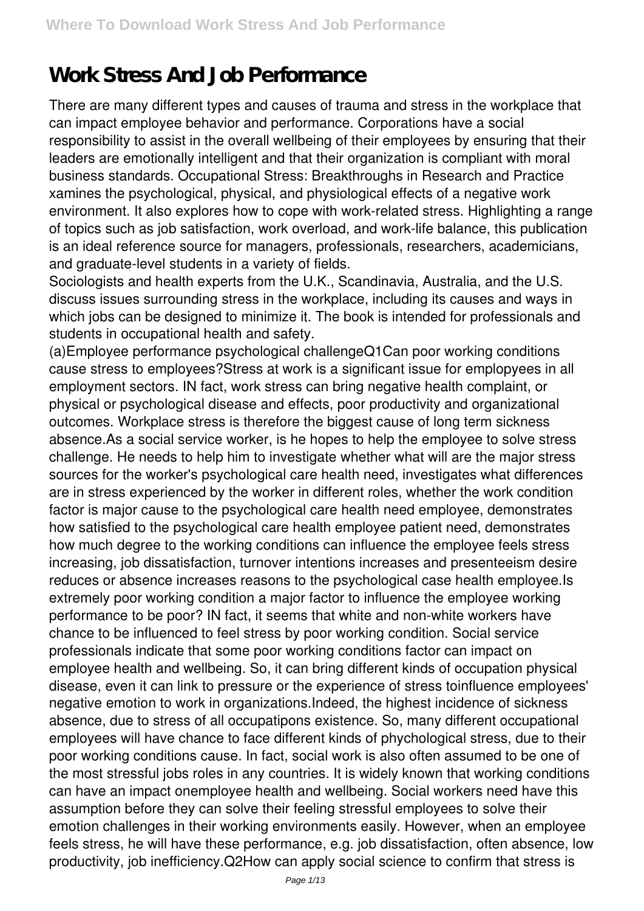# Work Stress And Job Performance

There are many different types and causes of trauma and stress in the workplace that can impact employee behavior and performance. Corporations have a social responsibility to assist in the overall wellbeing of their employees by ensuring that their leaders are emotionally intelligent and that their organization is compliant with moral business standards. Occupational Stress: Breakthroughs in Research and Practice xamines the psychological, physical, and physiological effects of a negative work environment. It also explores how to cope with work-related stress. Highlighting a range of topics such as job satisfaction, work overload, and work-life balance, this publication is an ideal reference source for managers, professionals, researchers, academicians, and graduate-level students in a variety of fields.

Sociologists and health experts from the U.K., Scandinavia, Australia, and the U.S. discuss issues surrounding stress in the workplace, including its causes and ways in which jobs can be designed to minimize it. The book is intended for professionals and students in occupational health and safety.

(a)Employee performance psychological challengeQ1Can poor working conditions cause stress to employees?Stress at work is a significant issue for emplopyees in all employment sectors. IN fact, work stress can bring negative health complaint, or physical or psychological disease and effects, poor productivity and organizational outcomes. Workplace stress is therefore the biggest cause of long term sickness absence.As a social service worker, is he hopes to help the employee to solve stress challenge. He needs to help him to investigate whether what will are the major stress sources for the worker's psychological care health need, investigates what differences are in stress experienced by the worker in different roles, whether the work condition factor is major cause to the psychological care health need employee, demonstrates how satisfied to the psychological care health employee patient need, demonstrates how much degree to the working conditions can influence the employee feels stress increasing, job dissatisfaction, turnover intentions increases and presenteeism desire reduces or absence increases reasons to the psychological case health employee.Is extremely poor working condition a major factor to influence the employee working performance to be poor? IN fact, it seems that white and non-white workers have chance to be influenced to feel stress by poor working condition. Social service professionals indicate that some poor working conditions factor can impact on employee health and wellbeing. So, it can bring different kinds of occupation physical disease, even it can link to pressure or the experience of stress toinfluence employees' negative emotion to work in organizations.Indeed, the highest incidence of sickness absence, due to stress of all occupatipons existence. So, many different occupational employees will have chance to face different kinds of phychological stress, due to their poor working conditions cause. In fact, social work is also often assumed to be one of the most stressful jobs roles in any countries. It is widely known that working conditions can have an impact onemployee health and wellbeing. Social workers need have this assumption before they can solve their feeling stressful employees to solve their emotion challenges in their working environments easily. However, when an employee feels stress, he will have these performance, e.g. job dissatisfaction, often absence, low productivity, job inefficiency.Q2How can apply social science to confirm that stress is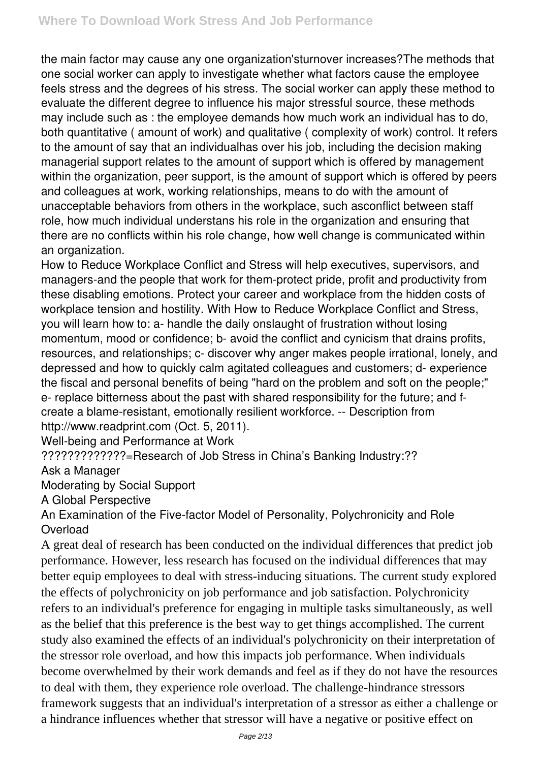the main factor may cause any one organization'sturnover increases?The methods that one social worker can apply to investigate whether what factors cause the employee feels stress and the degrees of his stress. The social worker can apply these method to evaluate the different degree to influence his major stressful source, these methods may include such as : the employee demands how much work an individual has to do, both quantitative ( amount of work) and qualitative ( complexity of work) control. It refers to the amount of say that an individualhas over his job, including the decision making managerial support relates to the amount of support which is offered by management within the organization, peer support, is the amount of support which is offered by peers and colleagues at work, working relationships, means to do with the amount of unacceptable behaviors from others in the workplace, such asconflict between staff role, how much individual understans his role in the organization and ensuring that there are no conflicts within his role change, how well change is communicated within an organization.

How to Reduce Workplace Conflict and Stress will help executives, supervisors, and managers-and the people that work for them-protect pride, profit and productivity from these disabling emotions. Protect your career and workplace from the hidden costs of workplace tension and hostility. With How to Reduce Workplace Conflict and Stress, you will learn how to: a- handle the daily onslaught of frustration without losing momentum, mood or confidence; b- avoid the conflict and cynicism that drains profits, resources, and relationships; c- discover why anger makes people irrational, lonely, and depressed and how to quickly calm agitated colleagues and customers; d- experience the fiscal and personal benefits of being "hard on the problem and soft on the people;" e- replace bitterness about the past with shared responsibility for the future; and f- create a blame-resistant, emotionally resilient workforce. -- Description from http://www.readprint.com (Oct. 5, 2011).

Well-being and Performance at Work

?????????????=Research of Job Stress in China's Banking Industry:??

Ask a Manager

Moderating by Social Support

A Global Perspective

An Examination of the Five-factor Model of Personality, Polychronicity and Role Overload

A great deal of research has been conducted on the individual differences that predict job performance. However, less research has focused on the individual differences that may better equip employees to deal with stress-inducing situations. The current study explored the effects of polychronicity on job performance and job satisfaction. Polychronicity refers to an individual's preference for engaging in multiple tasks simultaneously, as well as the belief that this preference is the best way to get things accomplished. The current study also examined the effects of an individual's polychronicity on their interpretation of the stressor role overload, and how this impacts job performance. When individuals become overwhelmed by their work demands and feel as if they do not have the resources to deal with them, they experience role overload. The challenge-hindrance stressors framework suggests that an individual's interpretation of a stressor as either a challenge or a hindrance influences whether that stressor will have a negative or positive effect on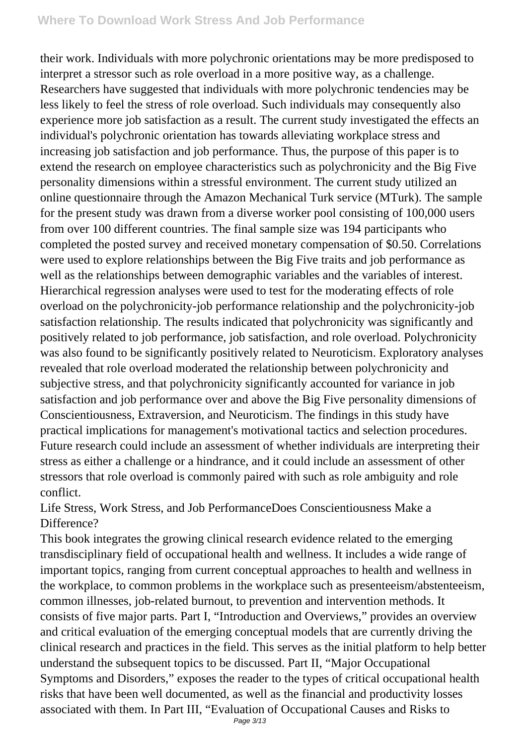their work. Individuals with more polychronic orientations may be more predisposed to interpret a stressor such as role overload in a more positive way, as a challenge. Researchers have suggested that individuals with more polychronic tendencies may be less likely to feel the stress of role overload. Such individuals may consequently also experience more job satisfaction as a result. The current study investigated the effects an individual's polychronic orientation has towards alleviating workplace stress and increasing job satisfaction and job performance. Thus, the purpose of this paper is to extend the research on employee characteristics such as polychronicity and the Big Five personality dimensions within a stressful environment. The current study utilized an online questionnaire through the Amazon Mechanical Turk service (MTurk). The sample for the present study was drawn from a diverse worker pool consisting of 100,000 users from over 100 different countries. The final sample size was 194 participants who completed the posted survey and received monetary compensation of $0.50. Correlations were used to explore relationships between the Big Five traits and job performance as well as the relationships between demographic variables and the variables of interest. Hierarchical regression analyses were used to test for the moderating effects of role overload on the polychronicity-job performance relationship and the polychronicity-job satisfaction relationship. The results indicated that polychronicity was significantly and positively related to job performance, job satisfaction, and role overload. Polychronicity was also found to be significantly positively related to Neuroticism. Exploratory analyses revealed that role overload moderated the relationship between polychronicity and subjective stress, and that polychronicity significantly accounted for variance in job satisfaction and job performance over and above the Big Five personality dimensions of Conscientiousness, Extraversion, and Neuroticism. The findings in this study have practical implications for management's motivational tactics and selection procedures. Future research could include an assessment of whether individuals are interpreting their stress as either a challenge or a hindrance, and it could include an assessment of other stressors that role overload is commonly paired with such as role ambiguity and role conflict.

Life Stress, Work Stress, and Job PerformanceDoes Conscientiousness Make a Difference?

This book integrates the growing clinical research evidence related to the emerging transdisciplinary field of occupational health and wellness. It includes a wide range of important topics, ranging from current conceptual approaches to health and wellness in the workplace, to common problems in the workplace such as presenteeism/absenteeism, common illnesses, job-related burnout, to prevention and intervention methods. It consists of five major parts. Part I, "Introduction and Overviews," provides an overview and critical evaluation of the emerging conceptual models that are currently driving the clinical research and practices in the field. This serves as the initial platform to help better understand the subsequent topics to be discussed. Part II, "Major Occupational Symptoms and Disorders," exposes the reader to the types of critical occupational health risks that have been well documented, as well as the financial and productivity losses associated with them. In Part III, "Evaluation of Occupational Causes and Risks to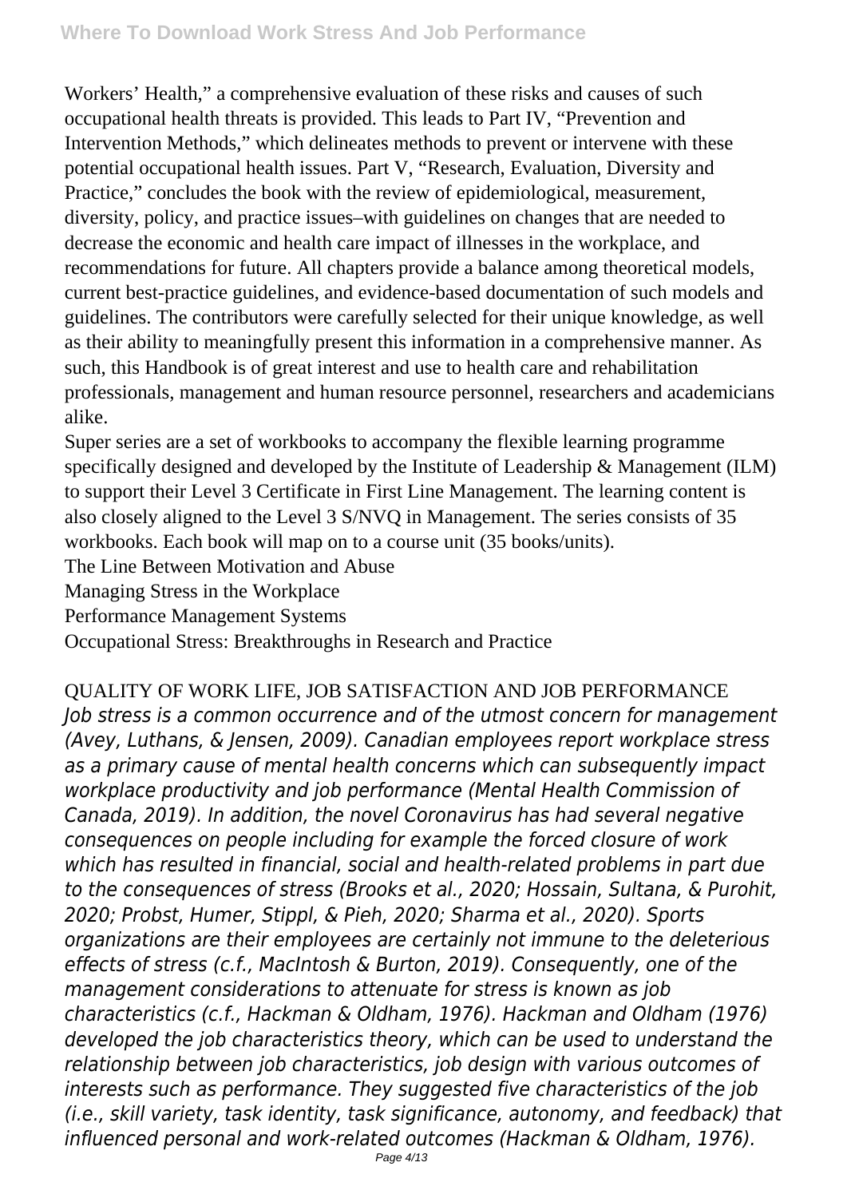Workers' Health," a comprehensive evaluation of these risks and causes of such occupational health threats is provided. This leads to Part IV, "Prevention and Intervention Methods," which delineates methods to prevent or intervene with these potential occupational health issues. Part V, "Research, Evaluation, Diversity and Practice," concludes the book with the review of epidemiological, measurement, diversity, policy, and practice issues–with guidelines on changes that are needed to decrease the economic and health care impact of illnesses in the workplace, and recommendations for future. All chapters provide a balance among theoretical models, current best-practice guidelines, and evidence-based documentation of such models and guidelines. The contributors were carefully selected for their unique knowledge, as well as their ability to meaningfully present this information in a comprehensive manner. As such, this Handbook is of great interest and use to health care and rehabilitation professionals, management and human resource personnel, researchers and academicians alike.

Super series are a set of workbooks to accompany the flexible learning programme specifically designed and developed by the Institute of Leadership & Management (ILM) to support their Level 3 Certificate in First Line Management. The learning content is also closely aligned to the Level 3 S/NVQ in Management. The series consists of 35 workbooks. Each book will map on to a course unit (35 books/units).

The Line Between Motivation and Abuse

Managing Stress in the Workplace

Performance Management Systems

Occupational Stress: Breakthroughs in Research and Practice

QUALITY OF WORK LIFE, JOB SATISFACTION AND JOB PERFORMANCE

*Job stress is a common occurrence and of the utmost concern for management (Avey, Luthans, & Jensen, 2009). Canadian employees report workplace stress as a primary cause of mental health concerns which can subsequently impact workplace productivity and job performance (Mental Health Commission of Canada, 2019). In addition, the novel Coronavirus has had several negative consequences on people including for example the forced closure of work which has resulted in financial, social and health-related problems in part due to the consequences of stress (Brooks et al., 2020; Hossain, Sultana, & Purohit, 2020; Probst, Humer, Stippl, & Pieh, 2020; Sharma et al., 2020). Sports organizations are their employees are certainly not immune to the deleterious effects of stress (c.f., MacIntosh & Burton, 2019). Consequently, one of the management considerations to attenuate for stress is known as job characteristics (c.f., Hackman & Oldham, 1976). Hackman and Oldham (1976) developed the job characteristics theory, which can be used to understand the relationship between job characteristics, job design with various outcomes of interests such as performance. They suggested five characteristics of the job (i.e., skill variety, task identity, task significance, autonomy, and feedback) that influenced personal and work-related outcomes (Hackman & Oldham, 1976).*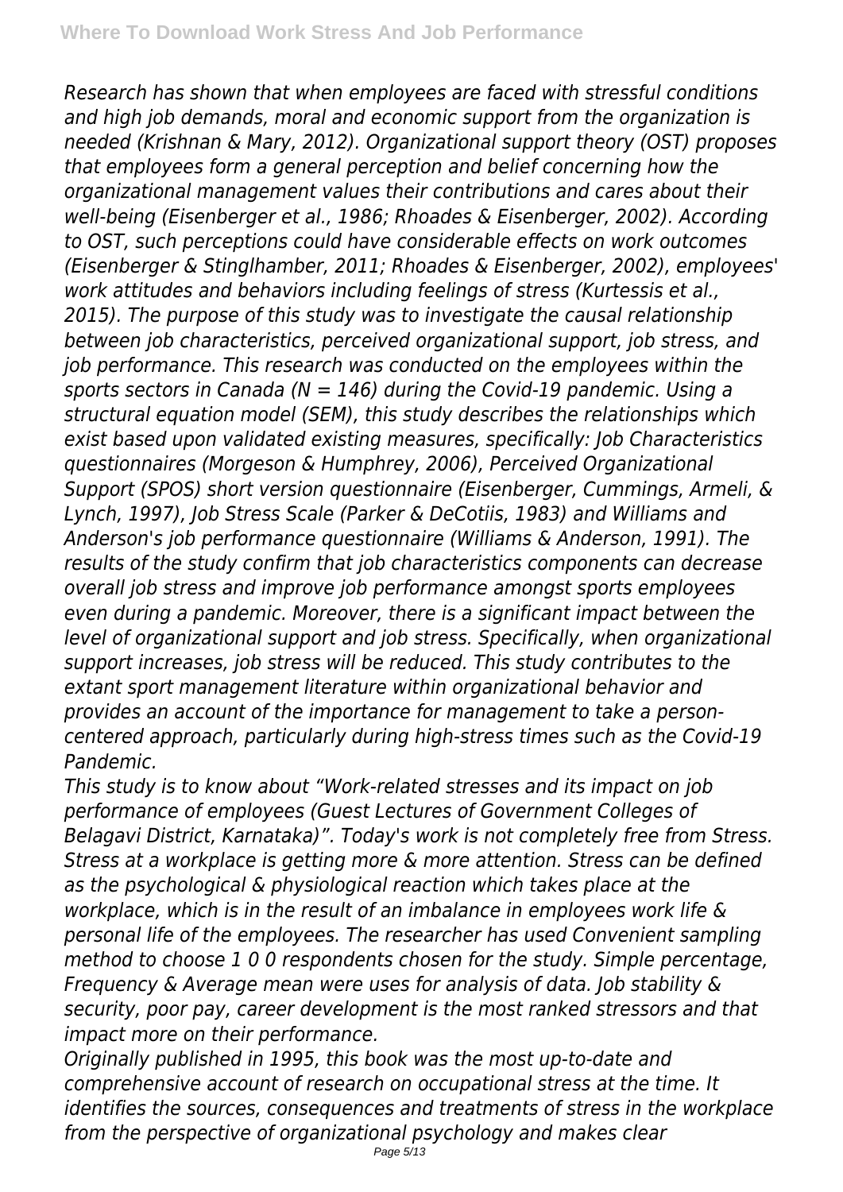*Research has shown that when employees are faced with stressful conditions and high job demands, moral and economic support from the organization is needed (Krishnan & Mary, 2012). Organizational support theory (OST) proposes that employees form a general perception and belief concerning how the organizational management values their contributions and cares about their well-being (Eisenberger et al., 1986; Rhoades & Eisenberger, 2002). According to OST, such perceptions could have considerable effects on work outcomes (Eisenberger & Stinglhamber, 2011; Rhoades & Eisenberger, 2002), employees' work attitudes and behaviors including feelings of stress (Kurtessis et al., 2015). The purpose of this study was to investigate the causal relationship between job characteristics, perceived organizational support, job stress, and job performance. This research was conducted on the employees within the sports sectors in Canada (N = 146) during the Covid-19 pandemic. Using a structural equation model (SEM), this study describes the relationships which exist based upon validated existing measures, specifically: Job Characteristics questionnaires (Morgeson & Humphrey, 2006), Perceived Organizational Support (SPOS) short version questionnaire (Eisenberger, Cummings, Armeli, & Lynch, 1997), Job Stress Scale (Parker & DeCotiis, 1983) and Williams and Anderson's job performance questionnaire (Williams & Anderson, 1991). The results of the study confirm that job characteristics components can decrease overall job stress and improve job performance amongst sports employees even during a pandemic. Moreover, there is a significant impact between the level of organizational support and job stress. Specifically, when organizational support increases, job stress will be reduced. This study contributes to the extant sport management literature within organizational behavior and provides an account of the importance for management to take a person-centered approach, particularly during high-stress times such as the Covid-19 Pandemic.*

*This study is to know about "Work-related stresses and its impact on job performance of employees (Guest Lectures of Government Colleges of Belagavi District, Karnataka)". Today's work is not completely free from Stress. Stress at a workplace is getting more & more attention. Stress can be defined as the psychological & physiological reaction which takes place at the workplace, which is in the result of an imbalance in employees work life & personal life of the employees. The researcher has used Convenient sampling method to choose 1 0 0 respondents chosen for the study. Simple percentage, Frequency & Average mean were uses for analysis of data. Job stability & security, poor pay, career development is the most ranked stressors and that impact more on their performance.*

*Originally published in 1995, this book was the most up-to-date and comprehensive account of research on occupational stress at the time. It identifies the sources, consequences and treatments of stress in the workplace from the perspective of organizational psychology and makes clear*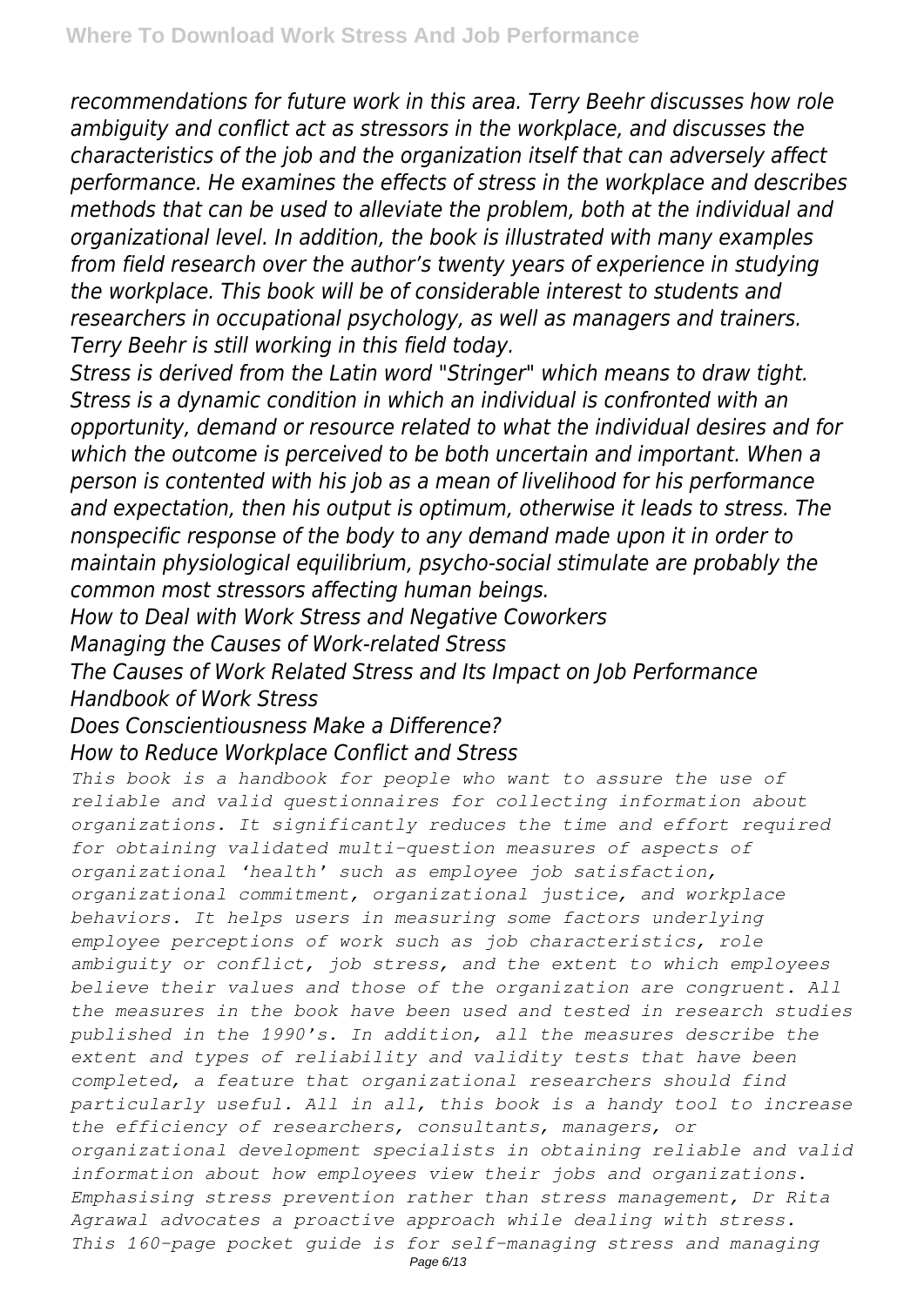*recommendations for future work in this area. Terry Beehr discusses how role ambiguity and conflict act as stressors in the workplace, and discusses the characteristics of the job and the organization itself that can adversely affect performance. He examines the effects of stress in the workplace and describes methods that can be used to alleviate the problem, both at the individual and organizational level. In addition, the book is illustrated with many examples from field research over the author's twenty years of experience in studying the workplace. This book will be of considerable interest to students and researchers in occupational psychology, as well as managers and trainers. Terry Beehr is still working in this field today.*

*Stress is derived from the Latin word "Stringer" which means to draw tight. Stress is a dynamic condition in which an individual is confronted with an opportunity, demand or resource related to what the individual desires and for which the outcome is perceived to be both uncertain and important. When a person is contented with his job as a mean of livelihood for his performance and expectation, then his output is optimum, otherwise it leads to stress. The nonspecific response of the body to any demand made upon it in order to maintain physiological equilibrium, psycho-social stimulate are probably the common most stressors affecting human beings.*

*How to Deal with Work Stress and Negative Coworkers*
*Managing the Causes of Work-related Stress*
*The Causes of Work Related Stress and Its Impact on Job Performance*
*Handbook of Work Stress*
*Does Conscientiousness Make a Difference?*
*How to Reduce Workplace Conflict and Stress*

*This book is a handbook for people who want to assure the use of reliable and valid questionnaires for collecting information about organizations. It significantly reduces the time and effort required for obtaining validated multi-question measures of aspects of organizational 'health' such as employee job satisfaction, organizational commitment, organizational justice, and workplace behaviors. It helps users in measuring some factors underlying employee perceptions of work such as job characteristics, role ambiguity or conflict, job stress, and the extent to which employees believe their values and those of the organization are congruent. All the measures in the book have been used and tested in research studies published in the 1990's. In addition, all the measures describe the extent and types of reliability and validity tests that have been completed, a feature that organizational researchers should find particularly useful. All in all, this book is a handy tool to increase the efficiency of researchers, consultants, managers, or organizational development specialists in obtaining reliable and valid information about how employees view their jobs and organizations.*

*Emphasising stress prevention rather than stress management, Dr Rita Agrawal advocates a proactive approach while dealing with stress. This 160-page pocket guide is for self-managing stress and managing*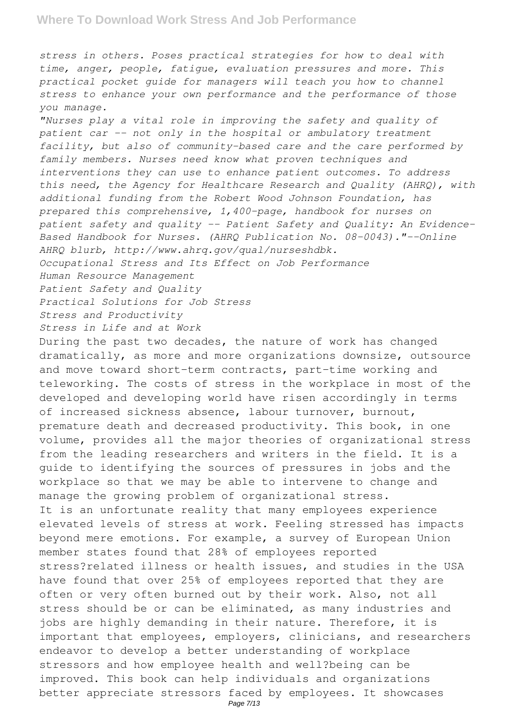*stress in others. Poses practical strategies for how to deal with time, anger, people, fatigue, evaluation pressures and more. This practical pocket guide for managers will teach you how to channel stress to enhance your own performance and the performance of those you manage.*

*"Nurses play a vital role in improving the safety and quality of patient car -- not only in the hospital or ambulatory treatment facility, but also of community-based care and the care performed by family members. Nurses need know what proven techniques and interventions they can use to enhance patient outcomes. To address this need, the Agency for Healthcare Research and Quality (AHRQ), with additional funding from the Robert Wood Johnson Foundation, has prepared this comprehensive, 1,400-page, handbook for nurses on patient safety and quality -- Patient Safety and Quality: An Evidence-Based Handbook for Nurses. (AHRQ Publication No. 08-0043)."--Online AHRQ blurb, http://www.ahrq.gov/qual/nurseshdbk.*

*Occupational Stress and Its Effect on Job Performance*

*Human Resource Management*

*Patient Safety and Quality*

*Practical Solutions for Job Stress*

*Stress and Productivity*

*Stress in Life and at Work*

During the past two decades, the nature of work has changed dramatically, as more and more organizations downsize, outsource and move toward short-term contracts, part-time working and teleworking. The costs of stress in the workplace in most of the developed and developing world have risen accordingly in terms of increased sickness absence, labour turnover, burnout, premature death and decreased productivity. This book, in one volume, provides all the major theories of organizational stress from the leading researchers and writers in the field. It is a guide to identifying the sources of pressures in jobs and the workplace so that we may be able to intervene to change and manage the growing problem of organizational stress.

It is an unfortunate reality that many employees experience elevated levels of stress at work. Feeling stressed has impacts beyond mere emotions. For example, a survey of European Union member states found that 28% of employees reported stress?related illness or health issues, and studies in the USA have found that over 25% of employees reported that they are often or very often burned out by their work. Also, not all stress should be or can be eliminated, as many industries and jobs are highly demanding in their nature. Therefore, it is important that employees, employers, clinicians, and researchers endeavor to develop a better understanding of workplace stressors and how employee health and well?being can be improved. This book can help individuals and organizations better appreciate stressors faced by employees. It showcases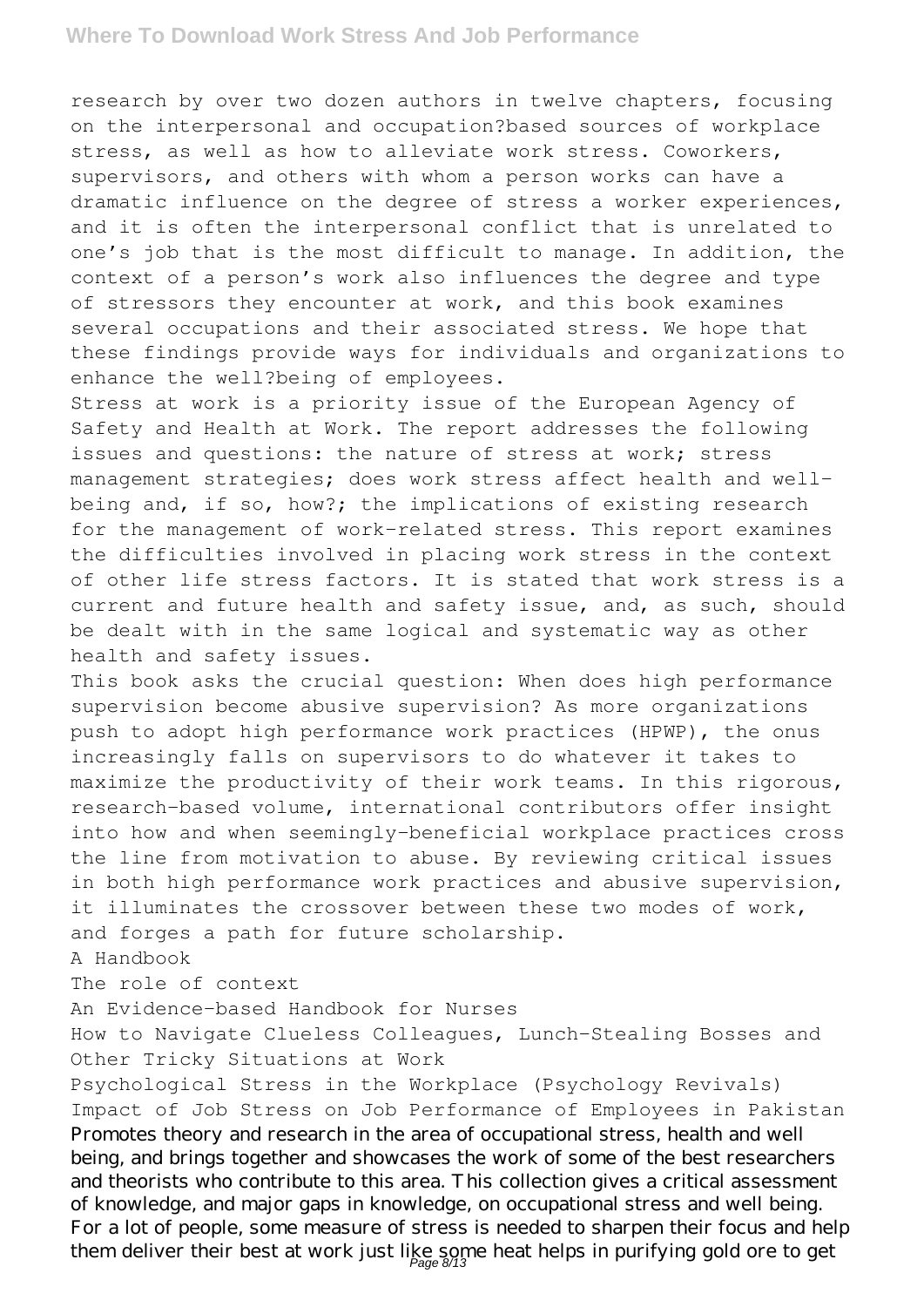research by over two dozen authors in twelve chapters, focusing on the interpersonal and occupation?based sources of workplace stress, as well as how to alleviate work stress. Coworkers, supervisors, and others with whom a person works can have a dramatic influence on the degree of stress a worker experiences, and it is often the interpersonal conflict that is unrelated to one's job that is the most difficult to manage. In addition, the context of a person's work also influences the degree and type of stressors they encounter at work, and this book examines several occupations and their associated stress. We hope that these findings provide ways for individuals and organizations to enhance the well?being of employees.

Stress at work is a priority issue of the European Agency of Safety and Health at Work. The report addresses the following issues and questions: the nature of stress at work; stress management strategies; does work stress affect health and well-being and, if so, how?; the implications of existing research for the management of work-related stress. This report examines the difficulties involved in placing work stress in the context of other life stress factors. It is stated that work stress is a current and future health and safety issue, and, as such, should be dealt with in the same logical and systematic way as other health and safety issues.

This book asks the crucial question: When does high performance supervision become abusive supervision? As more organizations push to adopt high performance work practices (HPWP), the onus increasingly falls on supervisors to do whatever it takes to maximize the productivity of their work teams. In this rigorous, research-based volume, international contributors offer insight into how and when seemingly-beneficial workplace practices cross the line from motivation to abuse. By reviewing critical issues in both high performance work practices and abusive supervision, it illuminates the crossover between these two modes of work, and forges a path for future scholarship.

A Handbook

The role of context

An Evidence-based Handbook for Nurses

How to Navigate Clueless Colleagues, Lunch-Stealing Bosses and Other Tricky Situations at Work

Psychological Stress in the Workplace (Psychology Revivals)

Impact of Job Stress on Job Performance of Employees in Pakistan

Promotes theory and research in the area of occupational stress, health and well being, and brings together and showcases the work of some of the best researchers and theorists who contribute to this area. This collection gives a critical assessment of knowledge, and major gaps in knowledge, on occupational stress and well being.

For a lot of people, some measure of stress is needed to sharpen their focus and help them deliver their best at work just like some heat helps in purifying gold ore to get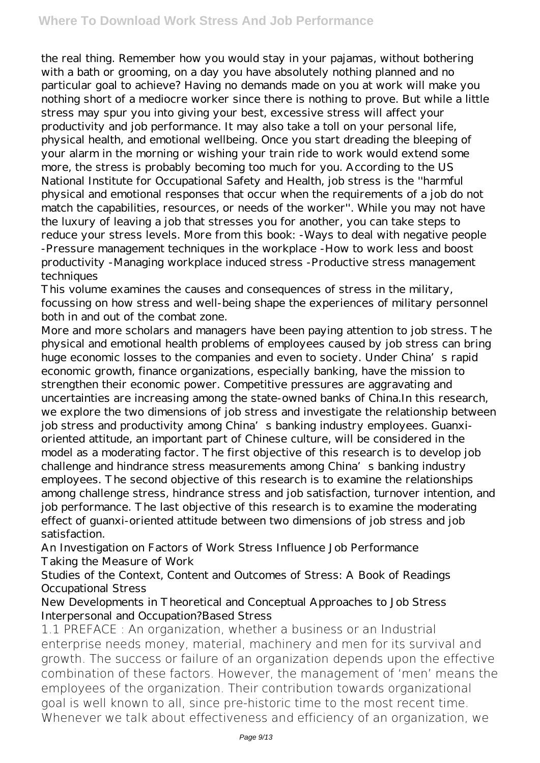the real thing. Remember how you would stay in your pajamas, without bothering with a bath or grooming, on a day you have absolutely nothing planned and no particular goal to achieve? Having no demands made on you at work will make you nothing short of a mediocre worker since there is nothing to prove. But while a little stress may spur you into giving your best, excessive stress will affect your productivity and job performance. It may also take a toll on your personal life, physical health, and emotional wellbeing. Once you start dreading the bleeping of your alarm in the morning or wishing your train ride to work would extend some more, the stress is probably becoming too much for you. According to the US National Institute for Occupational Safety and Health, job stress is the "harmful physical and emotional responses that occur when the requirements of a job do not match the capabilities, resources, or needs of the worker". While you may not have the luxury of leaving a job that stresses you for another, you can take steps to reduce your stress levels. More from this book: -Ways to deal with negative people -Pressure management techniques in the workplace -How to work less and boost productivity -Managing workplace induced stress -Productive stress management techniques

This volume examines the causes and consequences of stress in the military, focussing on how stress and well-being shape the experiences of military personnel both in and out of the combat zone.

More and more scholars and managers have been paying attention to job stress. The physical and emotional health problems of employees caused by job stress can bring huge economic losses to the companies and even to society. Under China's rapid economic growth, finance organizations, especially banking, have the mission to strengthen their economic power. Competitive pressures are aggravating and uncertainties are increasing among the state-owned banks of China.In this research, we explore the two dimensions of job stress and investigate the relationship between job stress and productivity among China's banking industry employees. Guanxi-oriented attitude, an important part of Chinese culture, will be considered in the model as a moderating factor. The first objective of this research is to develop job challenge and hindrance stress measurements among China's banking industry employees. The second objective of this research is to examine the relationships among challenge stress, hindrance stress and job satisfaction, turnover intention, and job performance. The last objective of this research is to examine the moderating effect of guanxi-oriented attitude between two dimensions of job stress and job satisfaction.

An Investigation on Factors of Work Stress Influence Job Performance
Taking the Measure of Work
Studies of the Context, Content and Outcomes of Stress: A Book of Readings
Occupational Stress
New Developments in Theoretical and Conceptual Approaches to Job Stress
Interpersonal and Occupation?Based Stress

1.1 PREFACE : An organization, whether a business or an Industrial enterprise needs money, material, machinery and men for its survival and growth. The success or failure of an organization depends upon the effective combination of these factors. However, the management of 'men' means the employees of the organization. Their contribution towards organizational goal is well known to all, since pre-historic time to the most recent time. Whenever we talk about effectiveness and efficiency of an organization, we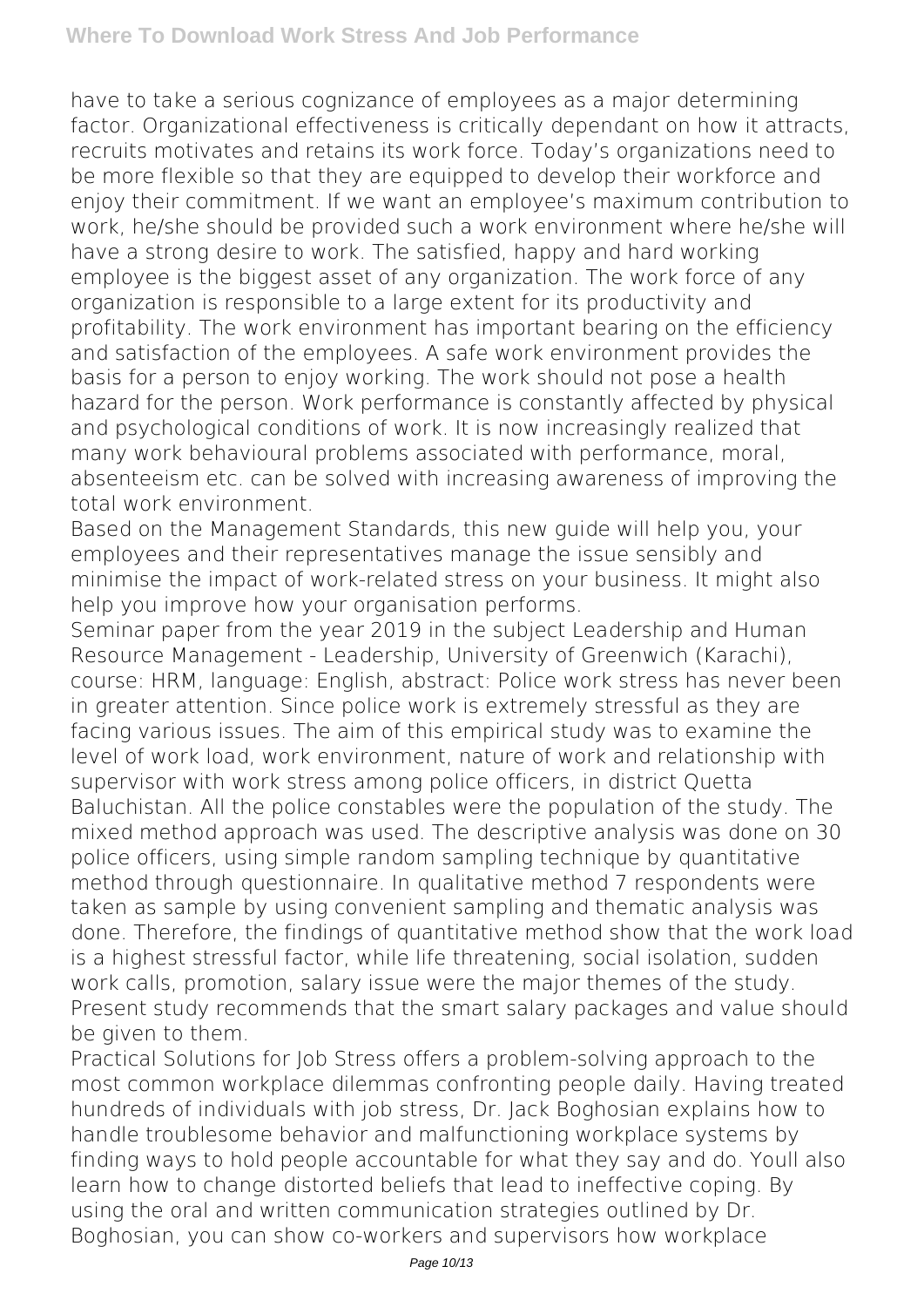have to take a serious cognizance of employees as a major determining factor. Organizational effectiveness is critically dependant on how it attracts, recruits motivates and retains its work force. Today's organizations need to be more flexible so that they are equipped to develop their workforce and enjoy their commitment. If we want an employee's maximum contribution to work, he/she should be provided such a work environment where he/she will have a strong desire to work. The satisfied, happy and hard working employee is the biggest asset of any organization. The work force of any organization is responsible to a large extent for its productivity and profitability. The work environment has important bearing on the efficiency and satisfaction of the employees. A safe work environment provides the basis for a person to enjoy working. The work should not pose a health hazard for the person. Work performance is constantly affected by physical and psychological conditions of work. It is now increasingly realized that many work behavioural problems associated with performance, moral, absenteeism etc. can be solved with increasing awareness of improving the total work environment.

Based on the Management Standards, this new guide will help you, your employees and their representatives manage the issue sensibly and minimise the impact of work-related stress on your business. It might also help you improve how your organisation performs.

Seminar paper from the year 2019 in the subject Leadership and Human Resource Management - Leadership, University of Greenwich (Karachi), course: HRM, language: English, abstract: Police work stress has never been in greater attention. Since police work is extremely stressful as they are facing various issues. The aim of this empirical study was to examine the level of work load, work environment, nature of work and relationship with supervisor with work stress among police officers, in district Quetta Baluchistan. All the police constables were the population of the study. The mixed method approach was used. The descriptive analysis was done on 30 police officers, using simple random sampling technique by quantitative method through questionnaire. In qualitative method 7 respondents were taken as sample by using convenient sampling and thematic analysis was done. Therefore, the findings of quantitative method show that the work load is a highest stressful factor, while life threatening, social isolation, sudden work calls, promotion, salary issue were the major themes of the study. Present study recommends that the smart salary packages and value should be given to them.

Practical Solutions for Job Stress offers a problem-solving approach to the most common workplace dilemmas confronting people daily. Having treated hundreds of individuals with job stress, Dr. Jack Boghosian explains how to handle troublesome behavior and malfunctioning workplace systems by finding ways to hold people accountable for what they say and do. Youll also learn how to change distorted beliefs that lead to ineffective coping. By using the oral and written communication strategies outlined by Dr. Boghosian, you can show co-workers and supervisors how workplace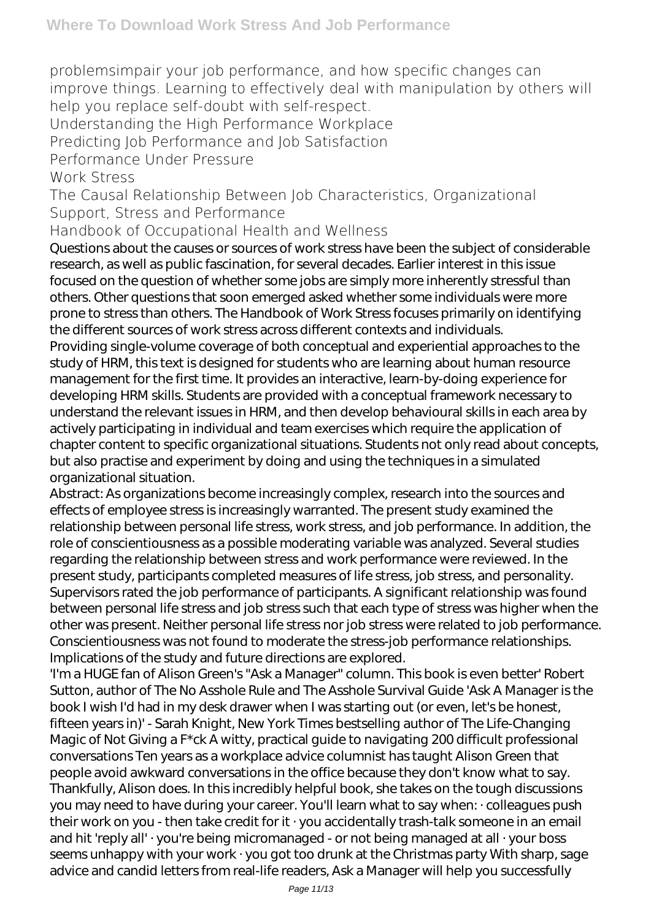problemsimpair your job performance, and how specific changes can improve things. Learning to effectively deal with manipulation by others will help you replace self-doubt with self-respect.

Understanding the High Performance Workplace

Predicting Job Performance and Job Satisfaction

Performance Under Pressure

Work Stress

The Causal Relationship Between Job Characteristics, Organizational Support, Stress and Performance

Handbook of Occupational Health and Wellness

Questions about the causes or sources of work stress have been the subject of considerable research, as well as public fascination, for several decades. Earlier interest in this issue focused on the question of whether some jobs are simply more inherently stressful than others. Other questions that soon emerged asked whether some individuals were more prone to stress than others. The Handbook of Work Stress focuses primarily on identifying the different sources of work stress across different contexts and individuals.

Providing single-volume coverage of both conceptual and experiential approaches to the study of HRM, this text is designed for students who are learning about human resource management for the first time. It provides an interactive, learn-by-doing experience for developing HRM skills. Students are provided with a conceptual framework necessary to understand the relevant issues in HRM, and then develop behavioural skills in each area by actively participating in individual and team exercises which require the application of chapter content to specific organizational situations. Students not only read about concepts, but also practise and experiment by doing and using the techniques in a simulated organizational situation.

Abstract: As organizations become increasingly complex, research into the sources and effects of employee stress is increasingly warranted. The present study examined the relationship between personal life stress, work stress, and job performance. In addition, the role of conscientiousness as a possible moderating variable was analyzed. Several studies regarding the relationship between stress and work performance were reviewed. In the present study, participants completed measures of life stress, job stress, and personality. Supervisors rated the job performance of participants. A significant relationship was found between personal life stress and job stress such that each type of stress was higher when the other was present. Neither personal life stress nor job stress were related to job performance. Conscientiousness was not found to moderate the stress-job performance relationships. Implications of the study and future directions are explored.

'I'm a HUGE fan of Alison Green's "Ask a Manager" column. This book is even better' Robert Sutton, author of The No Asshole Rule and The Asshole Survival Guide 'Ask A Manager is the book I wish I'd had in my desk drawer when I was starting out (or even, let's be honest, fifteen years in)' - Sarah Knight, New York Times bestselling author of The Life-Changing Magic of Not Giving a F*ck A witty, practical guide to navigating 200 difficult professional conversations Ten years as a workplace advice columnist has taught Alison Green that people avoid awkward conversations in the office because they don't know what to say. Thankfully, Alison does. In this incredibly helpful book, she takes on the tough discussions you may need to have during your career. You'll learn what to say when: · colleagues push their work on you - then take credit for it · you accidentally trash-talk someone in an email and hit 'reply all' · you're being micromanaged - or not being managed at all · your boss seems unhappy with your work · you got too drunk at the Christmas party With sharp, sage advice and candid letters from real-life readers, Ask a Manager will help you successfully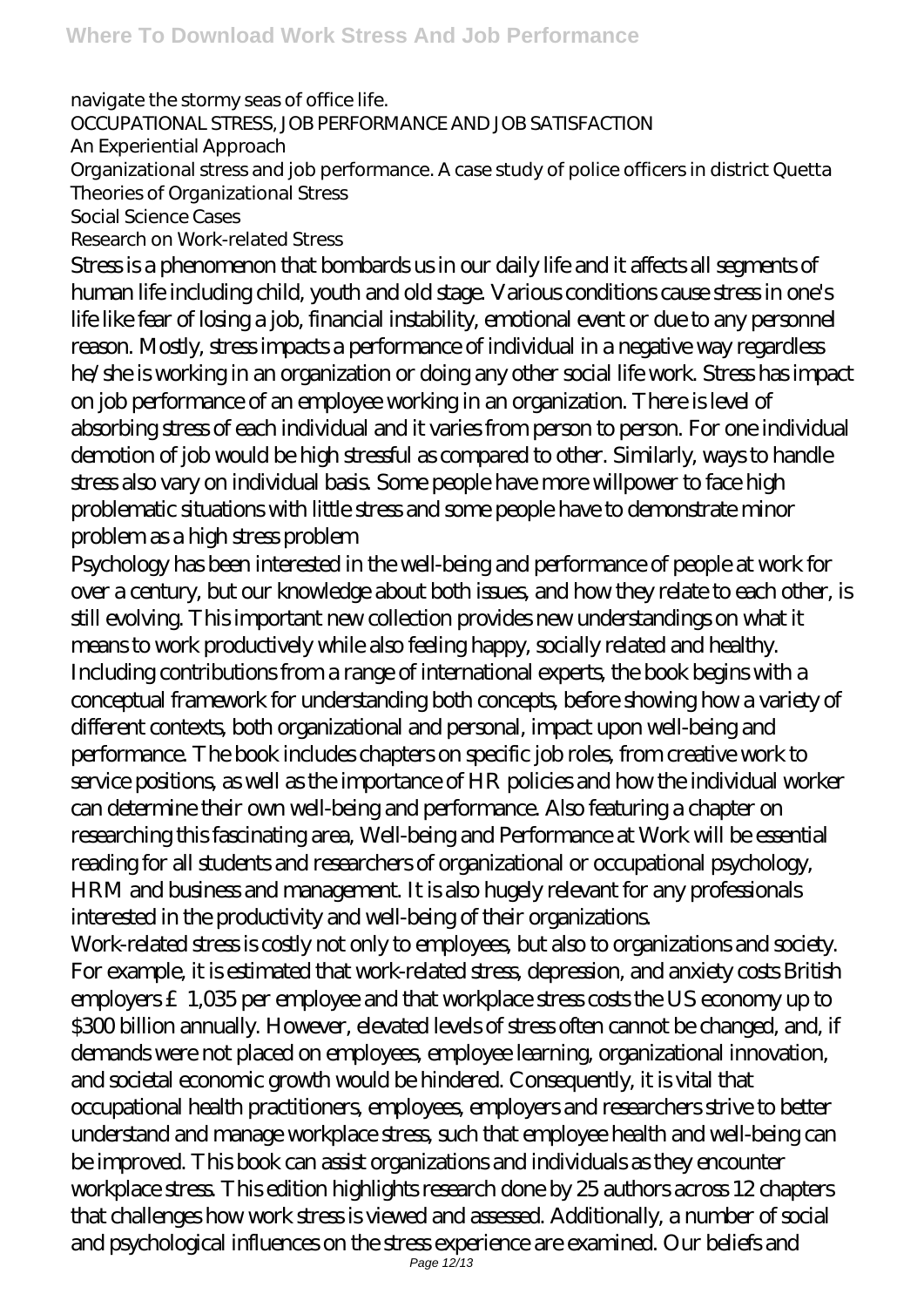navigate the stormy seas of office life.

OCCUPATIONAL STRESS, JOB PERFORMANCE AND JOB SATISFACTION

An Experiential Approach

Organizational stress and job performance. A case study of police officers in district Quetta

Theories of Organizational Stress

Social Science Cases

Research on Work-related Stress

Stress is a phenomenon that bombards us in our daily life and it affects all segments of human life including child, youth and old stage. Various conditions cause stress in one's life like fear of losing a job, financial instability, emotional event or due to any personnel reason. Mostly, stress impacts a performance of individual in a negative way regardless he/she is working in an organization or doing any other social life work. Stress has impact on job performance of an employee working in an organization. There is level of absorbing stress of each individual and it varies from person to person. For one individual demotion of job would be high stressful as compared to other. Similarly, ways to handle stress also vary on individual basis. Some people have more willpower to face high problematic situations with little stress and some people have to demonstrate minor problem as a high stress problem

Psychology has been interested in the well-being and performance of people at work for over a century, but our knowledge about both issues, and how they relate to each other, is still evolving. This important new collection provides new understandings on what it means to work productively while also feeling happy, socially related and healthy. Including contributions from a range of international experts, the book begins with a conceptual framework for understanding both concepts, before showing how a variety of different contexts, both organizational and personal, impact upon well-being and performance. The book includes chapters on specific job roles, from creative work to service positions, as well as the importance of HR policies and how the individual worker can determine their own well-being and performance. Also featuring a chapter on researching this fascinating area, Well-being and Performance at Work will be essential reading for all students and researchers of organizational or occupational psychology, HRM and business and management. It is also hugely relevant for any professionals interested in the productivity and well-being of their organizations.

Work-related stress is costly not only to employees, but also to organizations and society. For example, it is estimated that work-related stress, depression, and anxiety costs British employers £1,035 per employee and that workplace stress costs the US economy up to $300 billion annually. However, elevated levels of stress often cannot be changed, and, if demands were not placed on employees, employee learning, organizational innovation, and societal economic growth would be hindered. Consequently, it is vital that occupational health practitioners, employees, employers and researchers strive to better understand and manage workplace stress, such that employee health and well-being can be improved. This book can assist organizations and individuals as they encounter workplace stress. This edition highlights research done by 25 authors across 12 chapters that challenges how work stress is viewed and assessed. Additionally, a number of social and psychological influences on the stress experience are examined. Our beliefs and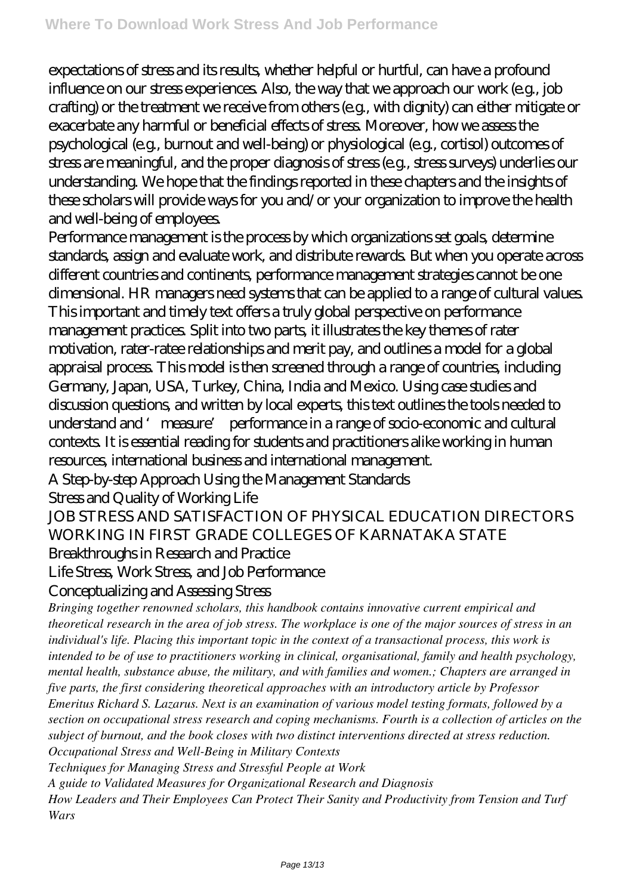expectations of stress and its results, whether helpful or hurtful, can have a profound influence on our stress experiences. Also, the way that we approach our work (e.g., job crafting) or the treatment we receive from others (e.g., with dignity) can either mitigate or exacerbate any harmful or beneficial effects of stress. Moreover, how we assess the psychological (e.g., burnout and well-being) or physiological (e.g., cortisol) outcomes of stress are meaningful, and the proper diagnosis of stress (e.g., stress surveys) underlies our understanding. We hope that the findings reported in these chapters and the insights of these scholars will provide ways for you and/or your organization to improve the health and well-being of employees.

Performance management is the process by which organizations set goals, determine standards, assign and evaluate work, and distribute rewards. But when you operate across different countries and continents, performance management strategies cannot be one dimensional. HR managers need systems that can be applied to a range of cultural values. This important and timely text offers a truly global perspective on performance management practices. Split into two parts, it illustrates the key themes of rater motivation, rater-ratee relationships and merit pay, and outlines a model for a global appraisal process. This model is then screened through a range of countries, including Germany, Japan, USA, Turkey, China, India and Mexico. Using case studies and discussion questions, and written by local experts, this text outlines the tools needed to understand and 'measure' performance in a range of socio-economic and cultural contexts. It is essential reading for students and practitioners alike working in human resources, international business and international management.

A Step-by-step Approach Using the Management Standards

Stress and Quality of Working Life

JOB STRESS AND SATISFACTION OF PHYSICAL EDUCATION DIRECTORS WORKING IN FIRST GRADE COLLEGES OF KARNATAKA STATE

Breakthroughs in Research and Practice

Life Stress, Work Stress, and Job Performance

Conceptualizing and Assessing Stress

*Bringing together renowned scholars, this handbook contains innovative current empirical and theoretical research in the area of job stress. The workplace is one of the major sources of stress in an individual's life. Placing this important topic in the context of a transactional process, this work is intended to be of use to practitioners working in clinical, organisational, family and health psychology, mental health, substance abuse, the military, and with families and women.; Chapters are arranged in five parts, the first considering theoretical approaches with an introductory article by Professor Emeritus Richard S. Lazarus. Next is an examination of various model testing formats, followed by a section on occupational stress research and coping mechanisms. Fourth is a collection of articles on the subject of burnout, and the book closes with two distinct interventions directed at stress reduction.*

*Occupational Stress and Well-Being in Military Contexts*

*Techniques for Managing Stress and Stressful People at Work*

*A guide to Validated Measures for Organizational Research and Diagnosis*

*How Leaders and Their Employees Can Protect Their Sanity and Productivity from Tension and Turf Wars*